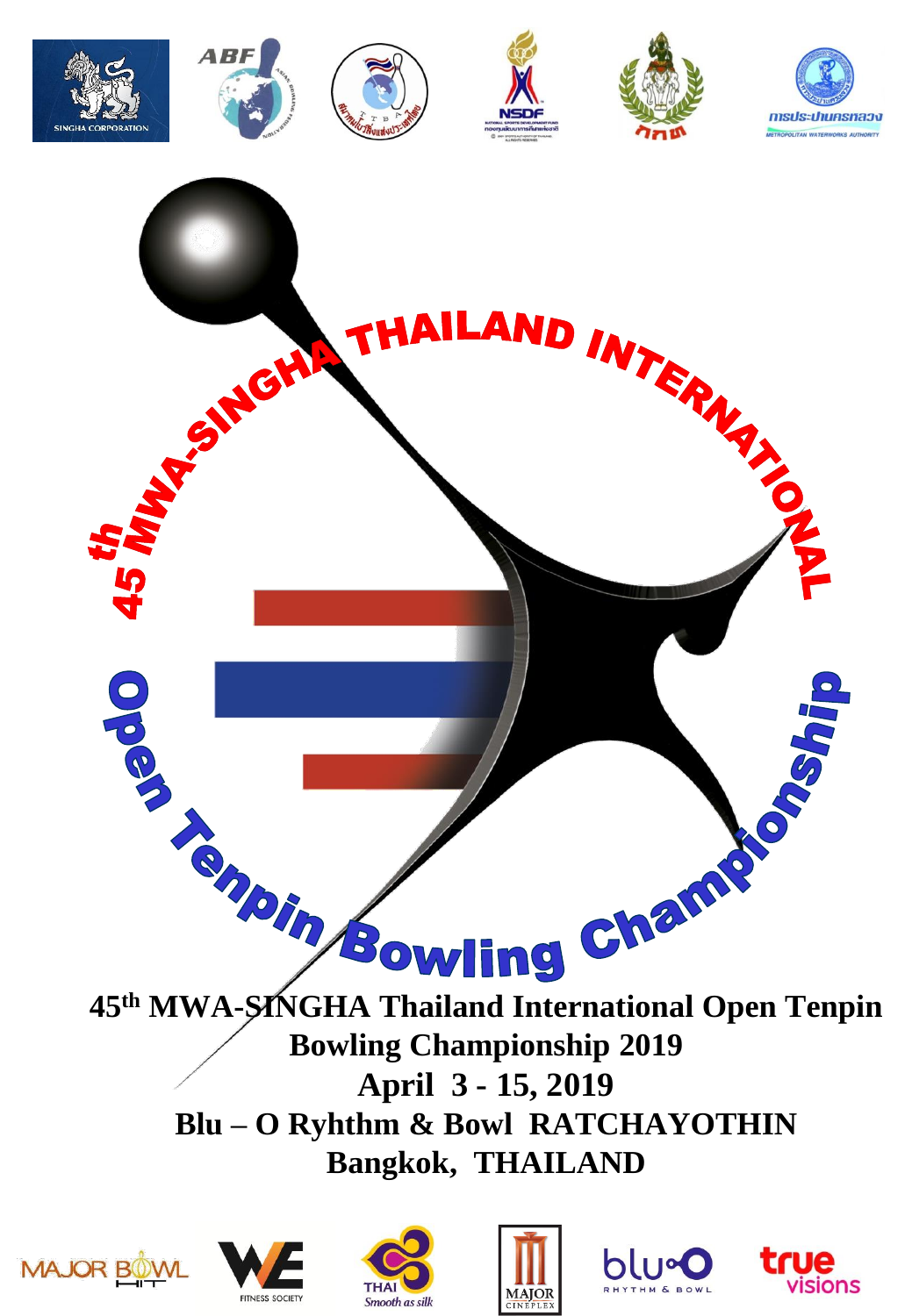# 45th MWA-SINGHA Thailand International Open Tenpin Bowling Championship 2019

**April 3 - 15, 2019**

**Blu – O Ryhthm & Bowl RATCHAYOTHIN**

**Bangkok, THAILAND**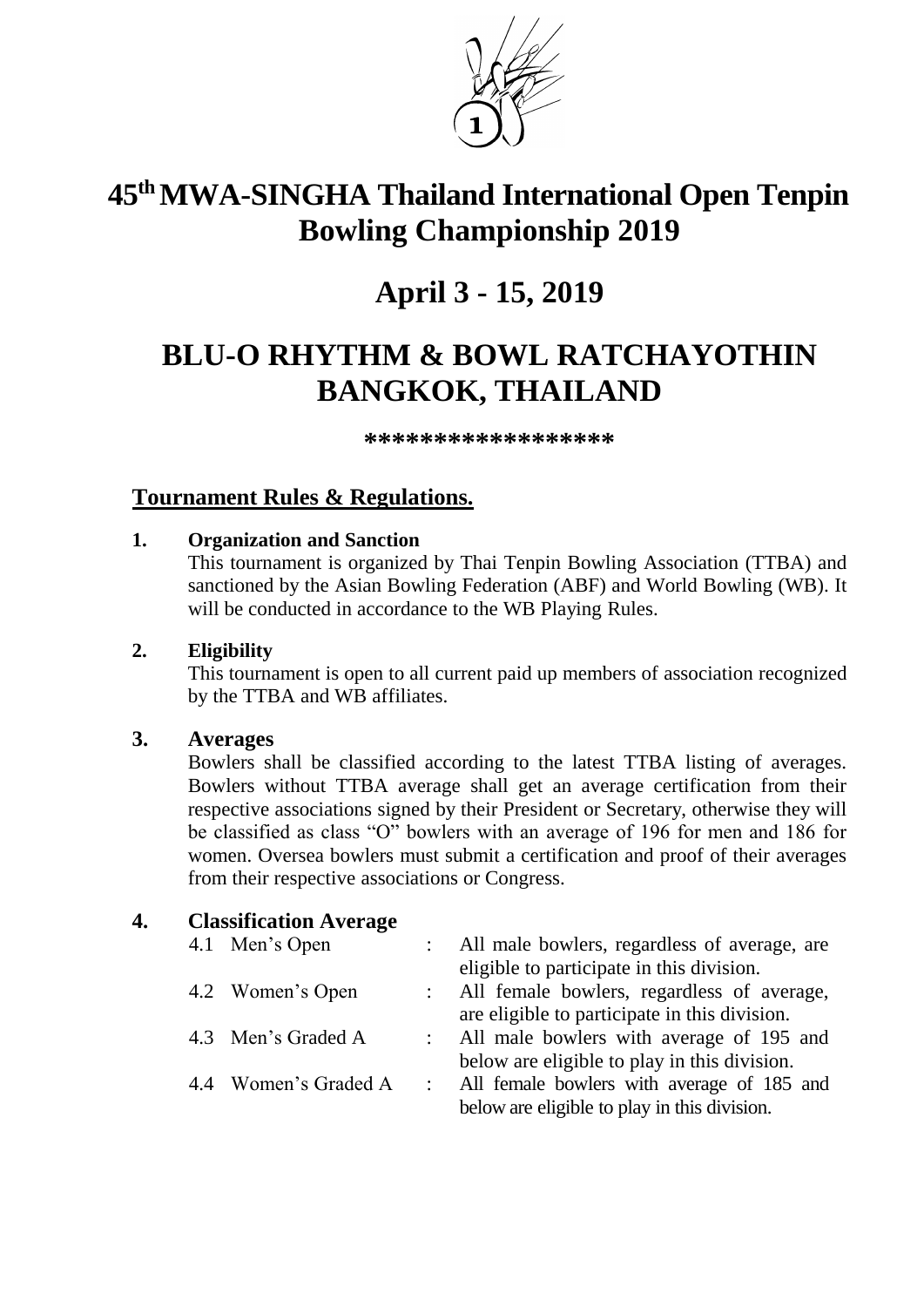# 45th MWA-SINGHA Thailand International Open Tenpin Bowling Championship 2019

# April 3 - 15, 2019

# BLU-O RHYTHM & BOWL RATCHAYOTHIN BANGKOK, THAILAND

*****************

## Tournament Rules & Regulations.

**1. Organization and Sanction**

This tournament is organized by Thai Tenpin Bowling Association (TTBA) and sanctioned by the Asian Bowling Federation (ABF) and World Bowling (WB). It will be conducted in accordance to the WB Playing Rules.

**2. Eligibility**

This tournament is open to all current paid up members of association recognized by the TTBA and WB affiliates.

**3. Averages**

Bowlers shall be classified according to the latest TTBA listing of averages. Bowlers without TTBA average shall get an average certification from their respective associations signed by their President or Secretary, otherwise they will be classified as class "O" bowlers with an average of 196 for men and 186 for women. Oversea bowlers must submit a certification and proof of their averages from their respective associations or Congress.

**4. Classification Average**

| | | | |
|---|---|---|---|
| 4.1 | Men's Open | : | All male bowlers, regardless of average, are eligible to participate in this division. |
| 4.2 | Women's Open | : | All female bowlers, regardless of average, are eligible to participate in this division. |
| 4.3 | Men's Graded A | : | All male bowlers with average of 195 and below are eligible to play in this division. |
| 4.4 | Women's Graded A | : | All female bowlers with average of 185 and below are eligible to play in this division. |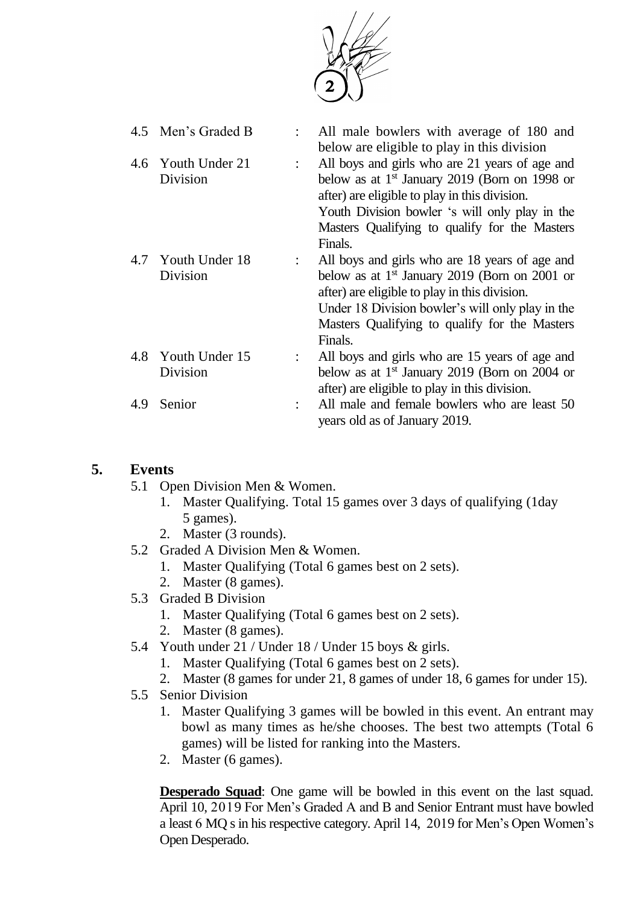| | | |
|---|---|---|
| 4.5 Men's Graded B | : | All male bowlers with average of 180 and below are eligible to play in this division |
| 4.6 Youth Under 21 Division | : | All boys and girls who are 21 years of age and below as at 1st January 2019 (Born on 1998 or after) are eligible to play in this division. Youth Division bowler 's will only play in the Masters Qualifying to qualify for the Masters Finals. |
| 4.7 Youth Under 18 Division | : | All boys and girls who are 18 years of age and below as at 1st January 2019 (Born on 2001 or after) are eligible to play in this division. Under 18 Division bowler's will only play in the Masters Qualifying to qualify for the Masters Finals. |
| 4.8 Youth Under 15 Division | : | All boys and girls who are 15 years of age and below as at 1st January 2019 (Born on 2004 or after) are eligible to play in this division. |
| 4.9 Senior | : | All male and female bowlers who are least 50 years old as of January 2019. |

## 5. Events

- 5.1 Open Division Men & Women.
  1. Master Qualifying. Total 15 games over 3 days of qualifying (1day 5 games).
  2. Master (3 rounds).
- 5.2 Graded A Division Men & Women.
  1. Master Qualifying (Total 6 games best on 2 sets).
  2. Master (8 games).
- 5.3 Graded B Division
  1. Master Qualifying (Total 6 games best on 2 sets).
  2. Master (8 games).
- 5.4 Youth under 21 / Under 18 / Under 15 boys & girls.
  1. Master Qualifying (Total 6 games best on 2 sets).
  2. Master (8 games for under 21, 8 games of under 18, 6 games for under 15).
- 5.5 Senior Division
  1. Master Qualifying 3 games will be bowled in this event. An entrant may bowl as many times as he/she chooses. The best two attempts (Total 6 games) will be listed for ranking into the Masters.
  2. Master (6 games).

**Desperado Squad**: One game will be bowled in this event on the last squad. April 10, 2019 For Men's Graded A and B and Senior Entrant must have bowled a least 6 MQ s in his respective category. April 14, 2019 for Men's Open Women's Open Desperado.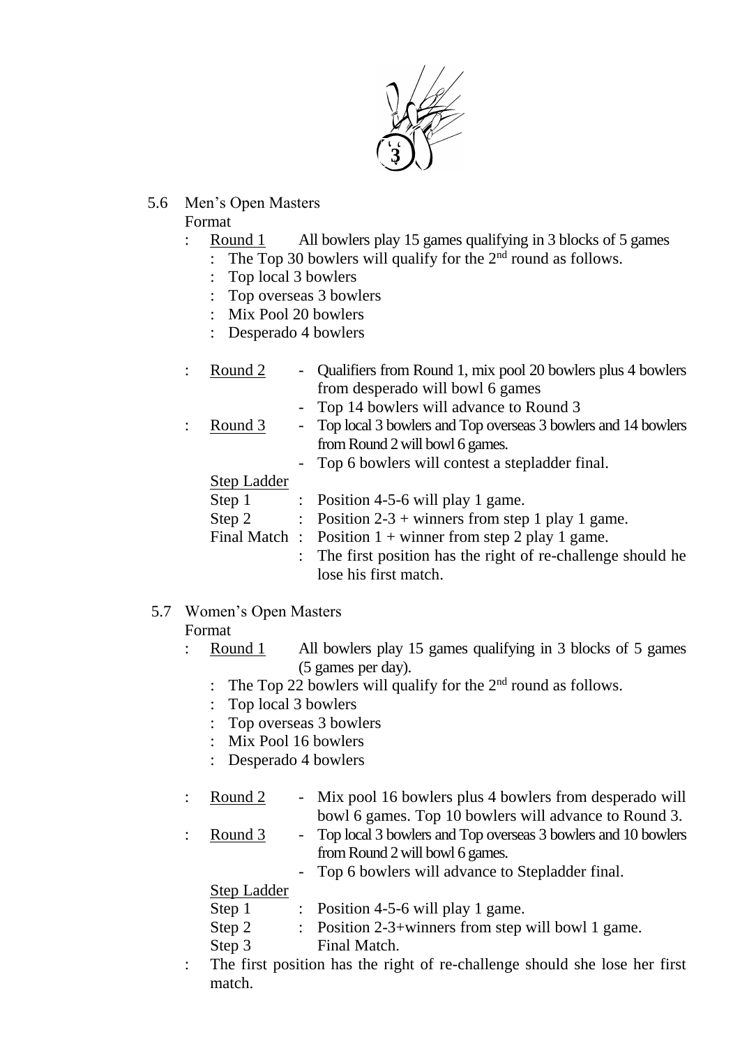## 5.6 Men's Open Masters

Format

: Round 1 All bowlers play 15 games qualifying in 3 blocks of 5 games

- : The Top 30 bowlers will qualify for the 2nd round as follows.
- : Top local 3 bowlers
- : Top overseas 3 bowlers
- : Mix Pool 20 bowlers
- : Desperado 4 bowlers

: Round 2

- Qualifiers from Round 1, mix pool 20 bowlers plus 4 bowlers from desperado will bowl 6 games
- Top 14 bowlers will advance to Round 3

: Round 3

- Top local 3 bowlers and Top overseas 3 bowlers and 14 bowlers from Round 2 will bowl 6 games.
- Top 6 bowlers will contest a stepladder final.

Step Ladder

Step 1 : Position 4-5-6 will play 1 game.

Step 2 : Position 2-3 + winners from step 1 play 1 game.

Final Match : Position 1 + winner from step 2 play 1 game.

: The first position has the right of re-challenge should he lose his first match.

## 5.7 Women's Open Masters

Format

: Round 1 All bowlers play 15 games qualifying in 3 blocks of 5 games (5 games per day).

- : The Top 22 bowlers will qualify for the 2nd round as follows.
- : Top local 3 bowlers
- : Top overseas 3 bowlers
- : Mix Pool 16 bowlers
- : Desperado 4 bowlers

: Round 2

- Mix pool 16 bowlers plus 4 bowlers from desperado will bowl 6 games. Top 10 bowlers will advance to Round 3.

: Round 3

- Top local 3 bowlers and Top overseas 3 bowlers and 10 bowlers from Round 2 will bowl 6 games.
- Top 6 bowlers will advance to Stepladder final.

Step Ladder

Step 1 : Position 4-5-6 will play 1 game.

Step 2 : Position 2-3+winners from step will bowl 1 game.

Step 3 Final Match.

: The first position has the right of re-challenge should she lose her first match.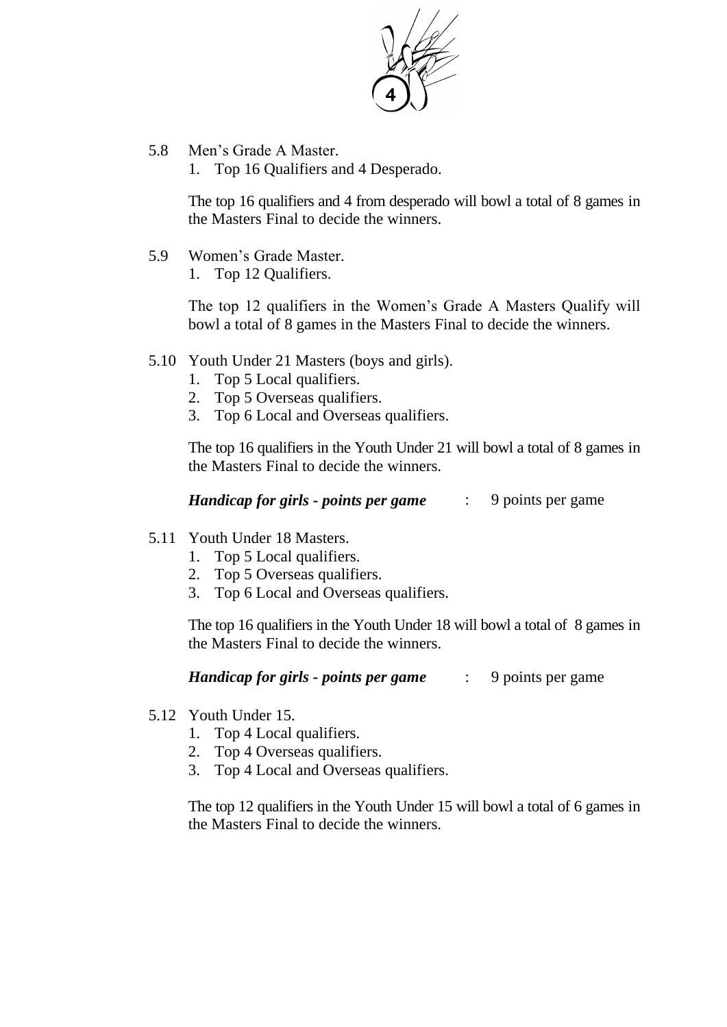5.8 Men’s Grade A Master.

1. Top 16 Qualifiers and 4 Desperado.

The top 16 qualifiers and 4 from desperado will bowl a total of 8 games in the Masters Final to decide the winners.

5.9 Women’s Grade Master.

1. Top 12 Qualifiers.

The top 12 qualifiers in the Women’s Grade A Masters Qualify will bowl a total of 8 games in the Masters Final to decide the winners.

5.10 Youth Under 21 Masters (boys and girls).

1. Top 5 Local qualifiers.
2. Top 5 Overseas qualifiers.
3. Top 6 Local and Overseas qualifiers.

The top 16 qualifiers in the Youth Under 21 will bowl a total of 8 games in the Masters Final to decide the winners.

***Handicap for girls - points per game*** : 9 points per game

5.11 Youth Under 18 Masters.

1. Top 5 Local qualifiers.
2. Top 5 Overseas qualifiers.
3. Top 6 Local and Overseas qualifiers.

The top 16 qualifiers in the Youth Under 18 will bowl a total of 8 games in the Masters Final to decide the winners.

***Handicap for girls - points per game*** : 9 points per game

5.12 Youth Under 15.

1. Top 4 Local qualifiers.
2. Top 4 Overseas qualifiers.
3. Top 4 Local and Overseas qualifiers.

The top 12 qualifiers in the Youth Under 15 will bowl a total of 6 games in the Masters Final to decide the winners.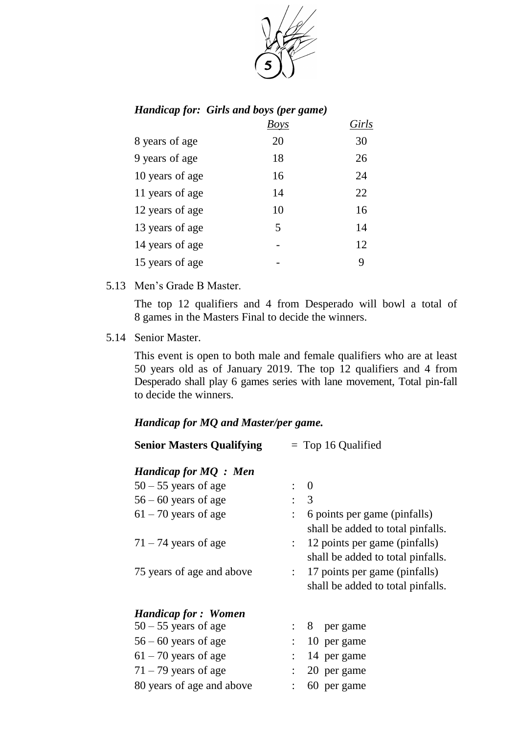***Handicap for: Girls and boys (per game)***

| | *Boys* | *Girls* |
|---|---|---|
| 8 years of age | 20 | 30 |
| 9 years of age | 18 | 26 |
| 10 years of age | 16 | 24 |
| 11 years of age | 14 | 22 |
| 12 years of age | 10 | 16 |
| 13 years of age | 5 | 14 |
| 14 years of age | - | 12 |
| 15 years of age | - | 9 |

5.13 Men's Grade B Master.

The top 12 qualifiers and 4 from Desperado will bowl a total of 8 games in the Masters Final to decide the winners.

5.14 Senior Master.

This event is open to both male and female qualifiers who are at least 50 years old as of January 2019. The top 12 qualifiers and 4 from Desperado shall play 6 games series with lane movement, Total pin-fall to decide the winners.

***Handicap for MQ and Master/per game.***

**Senior Masters Qualifying** = Top 16 Qualified

***Handicap for MQ : Men***

| | |
|---|---|
| 50 – 55 years of age | : 0 |
| 56 – 60 years of age | : 3 |
| 61 – 70 years of age | : 6 points per game (pinfalls) shall be added to total pinfalls. |
| 71 – 74 years of age | : 12 points per game (pinfalls) shall be added to total pinfalls. |
| 75 years of age and above | : 17 points per game (pinfalls) shall be added to total pinfalls. |

***Handicap for : Women***

| | |
|---|---|
| 50 – 55 years of age | : 8 per game |
| 56 – 60 years of age | : 10 per game |
| 61 – 70 years of age | : 14 per game |
| 71 – 79 years of age | : 20 per game |
| 80 years of age and above | : 60 per game |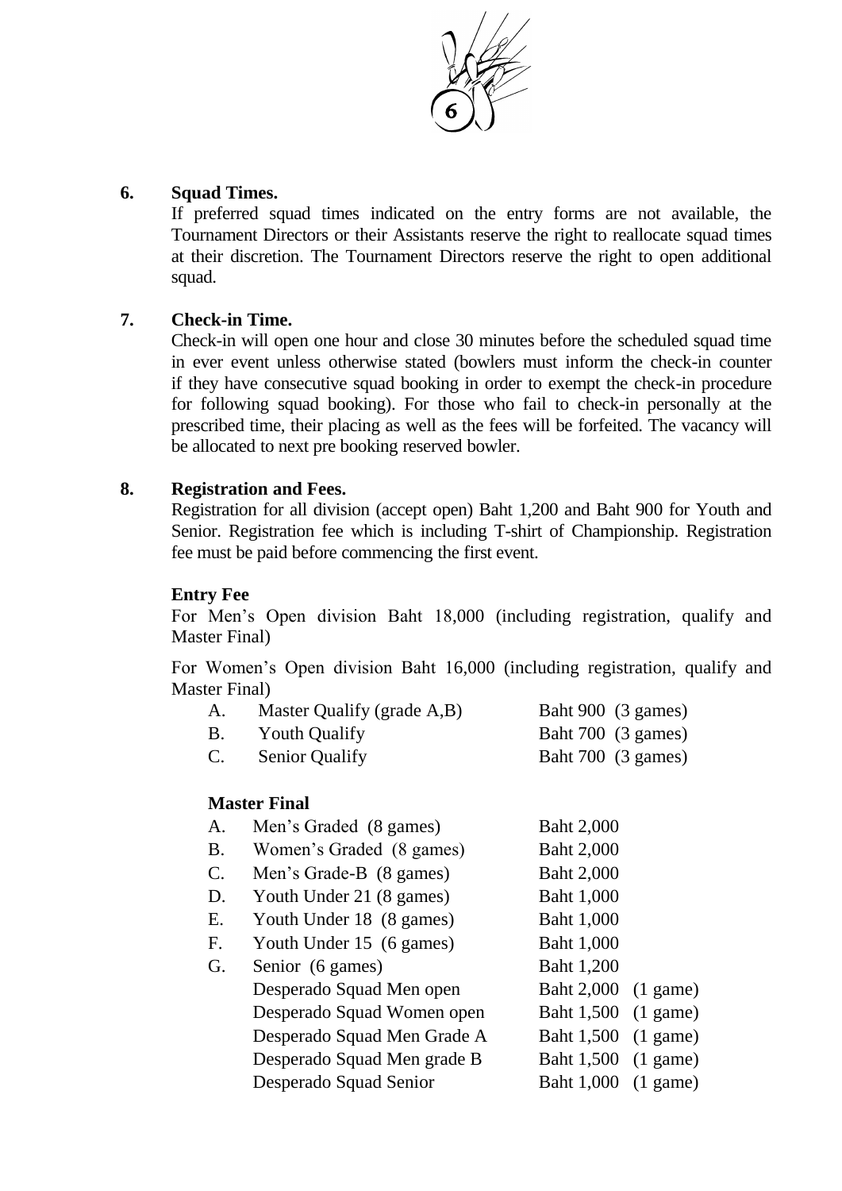**6. Squad Times.**

If preferred squad times indicated on the entry forms are not available, the Tournament Directors or their Assistants reserve the right to reallocate squad times at their discretion. The Tournament Directors reserve the right to open additional squad.

**7. Check-in Time.**

Check-in will open one hour and close 30 minutes before the scheduled squad time in ever event unless otherwise stated (bowlers must inform the check-in counter if they have consecutive squad booking in order to exempt the check-in procedure for following squad booking). For those who fail to check-in personally at the prescribed time, their placing as well as the fees will be forfeited. The vacancy will be allocated to next pre booking reserved bowler.

**8. Registration and Fees.**

Registration for all division (accept open) Baht 1,200 and Baht 900 for Youth and Senior. Registration fee which is including T-shirt of Championship. Registration fee must be paid before commencing the first event.

**Entry Fee**

For Men's Open division Baht 18,000 (including registration, qualify and Master Final)

For Women's Open division Baht 16,000 (including registration, qualify and Master Final)

| | | |
|---|---|---|
| A. | Master Qualify (grade A,B) | Baht 900 (3 games) |
| B. | Youth Qualify | Baht 700 (3 games) |
| C. | Senior Qualify | Baht 700 (3 games) |

**Master Final**

| | | | |
|---|---|---|---|
| A. | Men's Graded (8 games) | Baht 2,000 | |
| B. | Women's Graded (8 games) | Baht 2,000 | |
| C. | Men's Grade-B (8 games) | Baht 2,000 | |
| D. | Youth Under 21 (8 games) | Baht 1,000 | |
| E. | Youth Under 18 (8 games) | Baht 1,000 | |
| F. | Youth Under 15 (6 games) | Baht 1,000 | |
| G. | Senior (6 games) | Baht 1,200 | |
| | Desperado Squad Men open | Baht 2,000 | (1 game) |
| | Desperado Squad Women open | Baht 1,500 | (1 game) |
| | Desperado Squad Men Grade A | Baht 1,500 | (1 game) |
| | Desperado Squad Men grade B | Baht 1,500 | (1 game) |
| | Desperado Squad Senior | Baht 1,000 | (1 game) |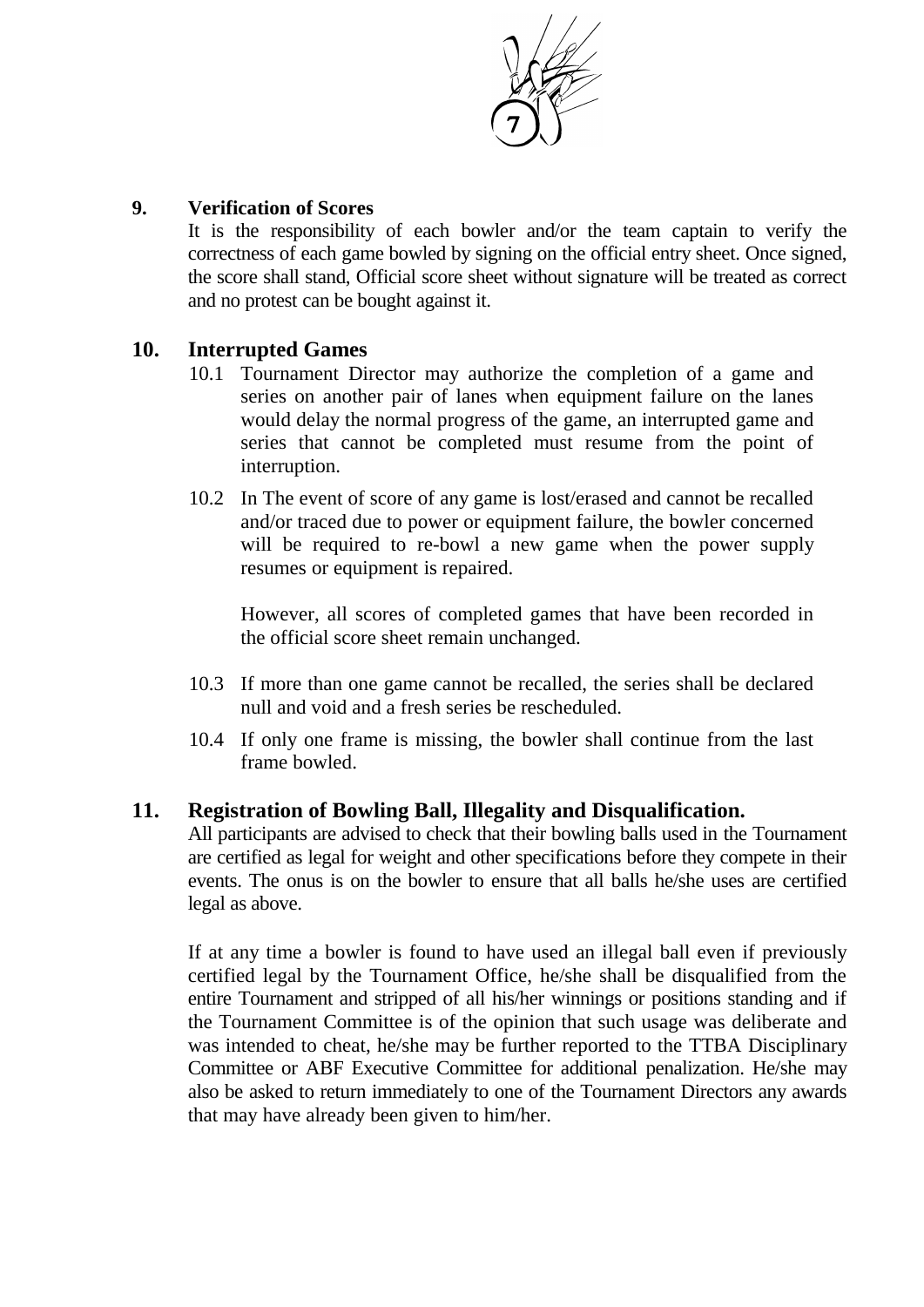## 9. Verification of Scores

It is the responsibility of each bowler and/or the team captain to verify the correctness of each game bowled by signing on the official entry sheet. Once signed, the score shall stand, Official score sheet without signature will be treated as correct and no protest can be bought against it.

## 10. Interrupted Games

10.1 Tournament Director may authorize the completion of a game and series on another pair of lanes when equipment failure on the lanes would delay the normal progress of the game, an interrupted game and series that cannot be completed must resume from the point of interruption.

10.2 In The event of score of any game is lost/erased and cannot be recalled and/or traced due to power or equipment failure, the bowler concerned will be required to re-bowl a new game when the power supply resumes or equipment is repaired.

However, all scores of completed games that have been recorded in the official score sheet remain unchanged.

10.3 If more than one game cannot be recalled, the series shall be declared null and void and a fresh series be rescheduled.

10.4 If only one frame is missing, the bowler shall continue from the last frame bowled.

## 11. Registration of Bowling Ball, Illegality and Disqualification.

All participants are advised to check that their bowling balls used in the Tournament are certified as legal for weight and other specifications before they compete in their events. The onus is on the bowler to ensure that all balls he/she uses are certified legal as above.

If at any time a bowler is found to have used an illegal ball even if previously certified legal by the Tournament Office, he/she shall be disqualified from the entire Tournament and stripped of all his/her winnings or positions standing and if the Tournament Committee is of the opinion that such usage was deliberate and was intended to cheat, he/she may be further reported to the TTBA Disciplinary Committee or ABF Executive Committee for additional penalization. He/she may also be asked to return immediately to one of the Tournament Directors any awards that may have already been given to him/her.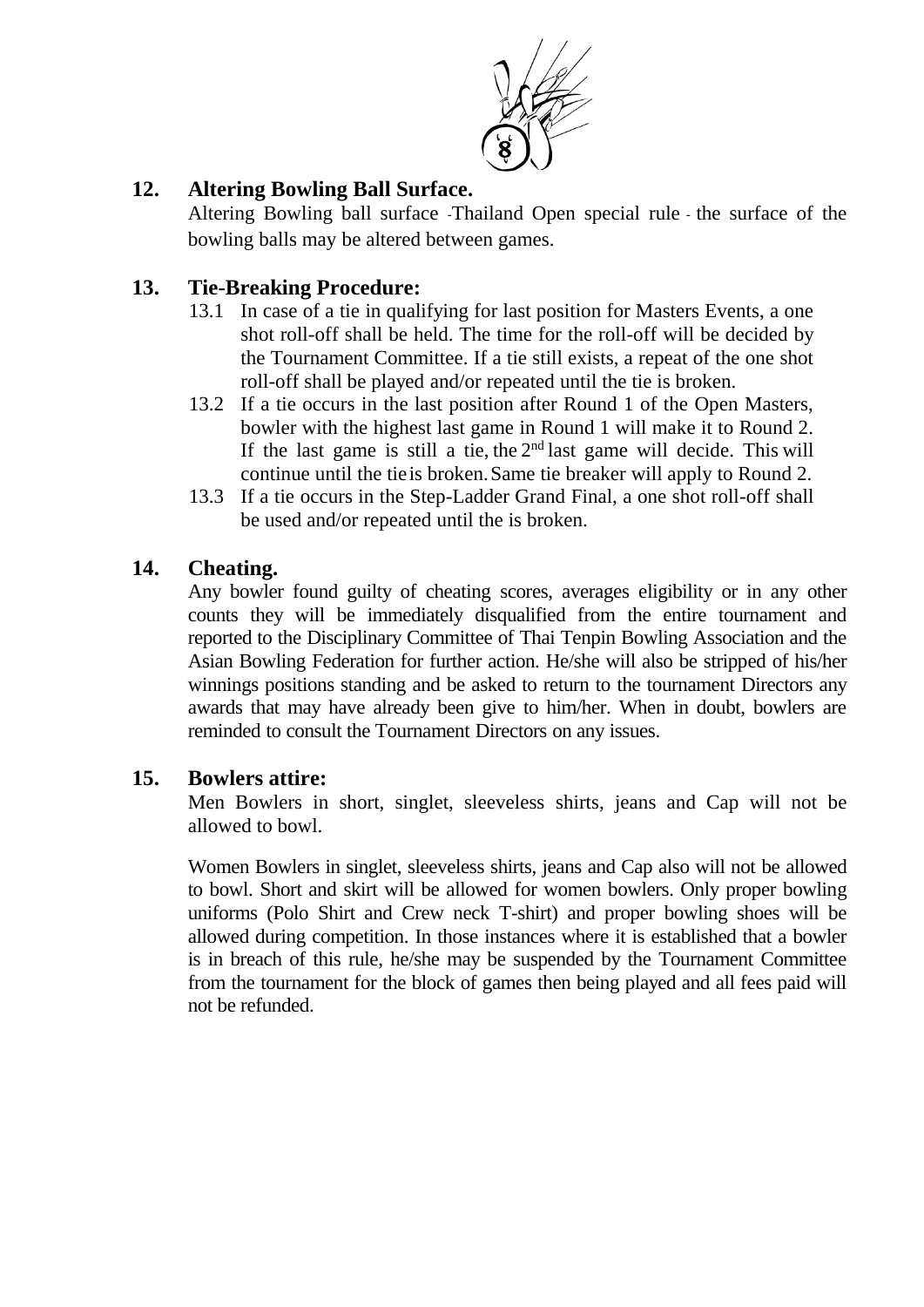## 12. Altering Bowling Ball Surface.

Altering Bowling ball surface -Thailand Open special rule - the surface of the bowling balls may be altered between games.

## 13. Tie-Breaking Procedure:

13.1 In case of a tie in qualifying for last position for Masters Events, a one shot roll-off shall be held. The time for the roll-off will be decided by the Tournament Committee. If a tie still exists, a repeat of the one shot roll-off shall be played and/or repeated until the tie is broken.

13.2 If a tie occurs in the last position after Round 1 of the Open Masters, bowler with the highest last game in Round 1 will make it to Round 2. If the last game is still a tie, the 2nd last game will decide. This will continue until the tie is broken. Same tie breaker will apply to Round 2.

13.3 If a tie occurs in the Step-Ladder Grand Final, a one shot roll-off shall be used and/or repeated until the is broken.

## 14. Cheating.

Any bowler found guilty of cheating scores, averages eligibility or in any other counts they will be immediately disqualified from the entire tournament and reported to the Disciplinary Committee of Thai Tenpin Bowling Association and the Asian Bowling Federation for further action. He/she will also be stripped of his/her winnings positions standing and be asked to return to the tournament Directors any awards that may have already been give to him/her. When in doubt, bowlers are reminded to consult the Tournament Directors on any issues.

## 15. Bowlers attire:

Men Bowlers in short, singlet, sleeveless shirts, jeans and Cap will not be allowed to bowl.

Women Bowlers in singlet, sleeveless shirts, jeans and Cap also will not be allowed to bowl. Short and skirt will be allowed for women bowlers. Only proper bowling uniforms (Polo Shirt and Crew neck T-shirt) and proper bowling shoes will be allowed during competition. In those instances where it is established that a bowler is in breach of this rule, he/she may be suspended by the Tournament Committee from the tournament for the block of games then being played and all fees paid will not be refunded.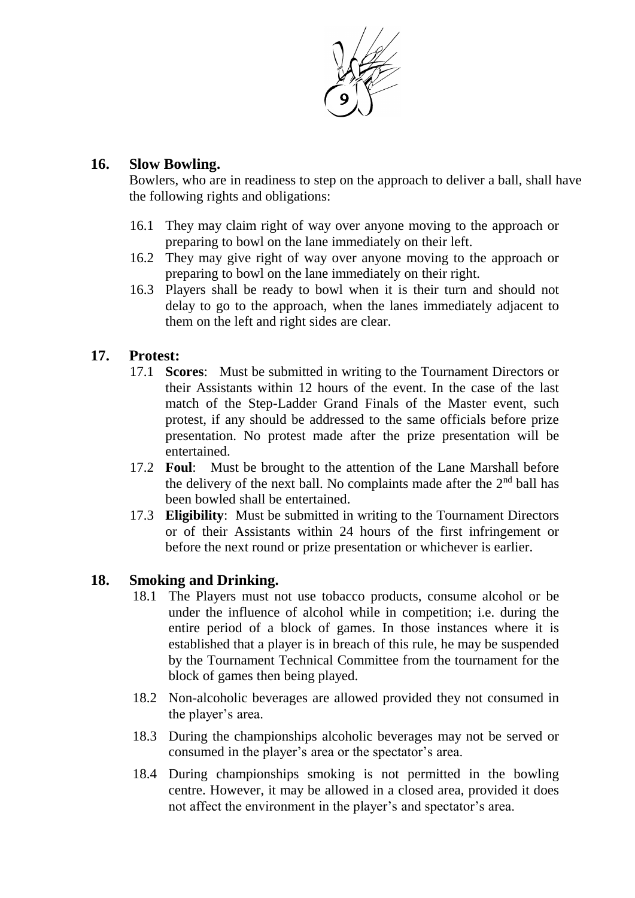## 16. Slow Bowling.

Bowlers, who are in readiness to step on the approach to deliver a ball, shall have the following rights and obligations:

16.1 They may claim right of way over anyone moving to the approach or preparing to bowl on the lane immediately on their left.

16.2 They may give right of way over anyone moving to the approach or preparing to bowl on the lane immediately on their right.

16.3 Players shall be ready to bowl when it is their turn and should not delay to go to the approach, when the lanes immediately adjacent to them on the left and right sides are clear.

## 17. Protest:

17.1 **Scores**: Must be submitted in writing to the Tournament Directors or their Assistants within 12 hours of the event. In the case of the last match of the Step-Ladder Grand Finals of the Master event, such protest, if any should be addressed to the same officials before prize presentation. No protest made after the prize presentation will be entertained.

17.2 **Foul**: Must be brought to the attention of the Lane Marshall before the delivery of the next ball. No complaints made after the 2nd ball has been bowled shall be entertained.

17.3 **Eligibility**: Must be submitted in writing to the Tournament Directors or of their Assistants within 24 hours of the first infringement or before the next round or prize presentation or whichever is earlier.

## 18. Smoking and Drinking.

18.1 The Players must not use tobacco products, consume alcohol or be under the influence of alcohol while in competition; i.e. during the entire period of a block of games. In those instances where it is established that a player is in breach of this rule, he may be suspended by the Tournament Technical Committee from the tournament for the block of games then being played.

18.2 Non-alcoholic beverages are allowed provided they not consumed in the player's area.

18.3 During the championships alcoholic beverages may not be served or consumed in the player's area or the spectator's area.

18.4 During championships smoking is not permitted in the bowling centre. However, it may be allowed in a closed area, provided it does not affect the environment in the player's and spectator's area.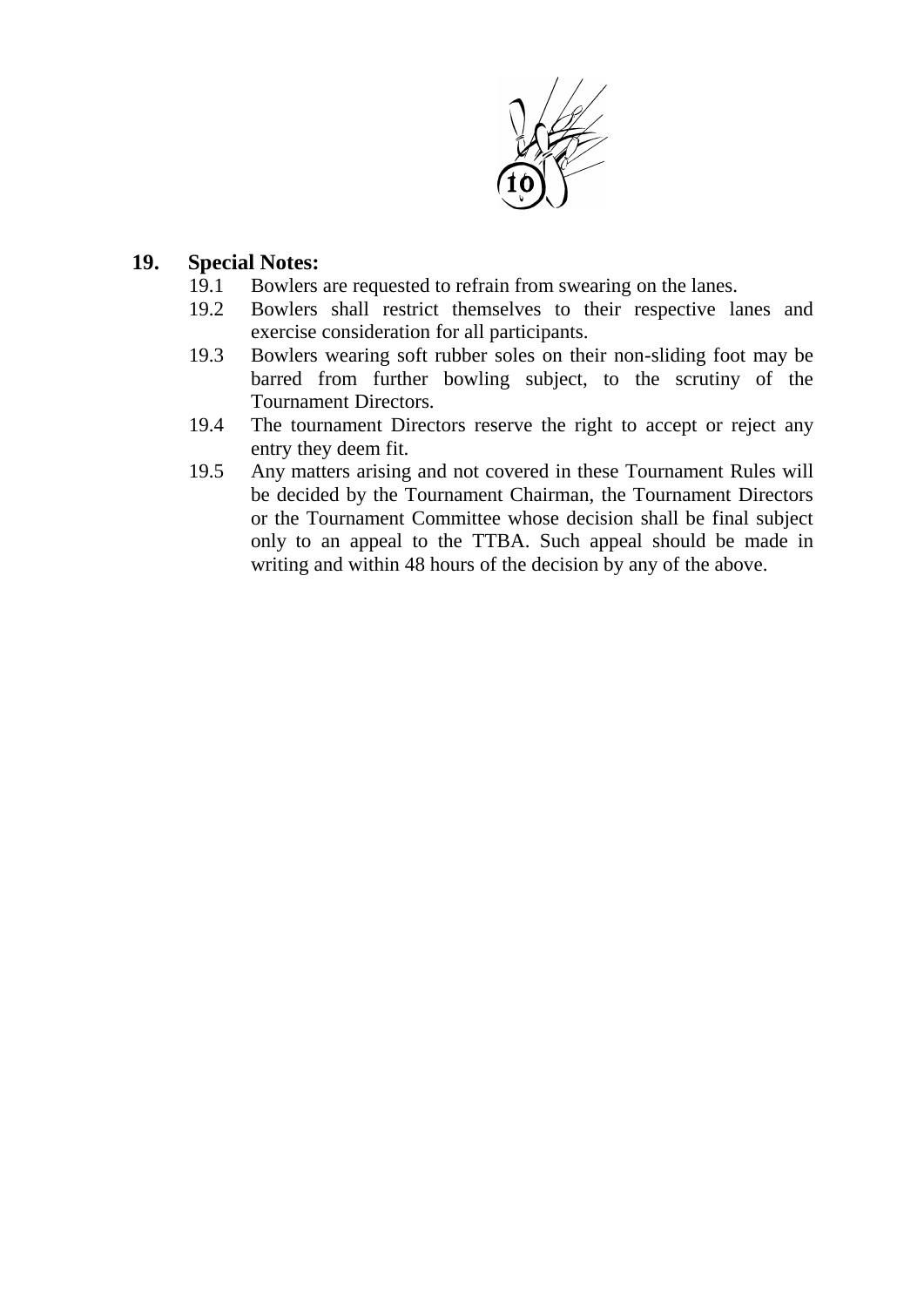## 19. Special Notes:

19.1 Bowlers are requested to refrain from swearing on the lanes.

19.2 Bowlers shall restrict themselves to their respective lanes and exercise consideration for all participants.

19.3 Bowlers wearing soft rubber soles on their non-sliding foot may be barred from further bowling subject, to the scrutiny of the Tournament Directors.

19.4 The tournament Directors reserve the right to accept or reject any entry they deem fit.

19.5 Any matters arising and not covered in these Tournament Rules will be decided by the Tournament Chairman, the Tournament Directors or the Tournament Committee whose decision shall be final subject only to an appeal to the TTBA. Such appeal should be made in writing and within 48 hours of the decision by any of the above.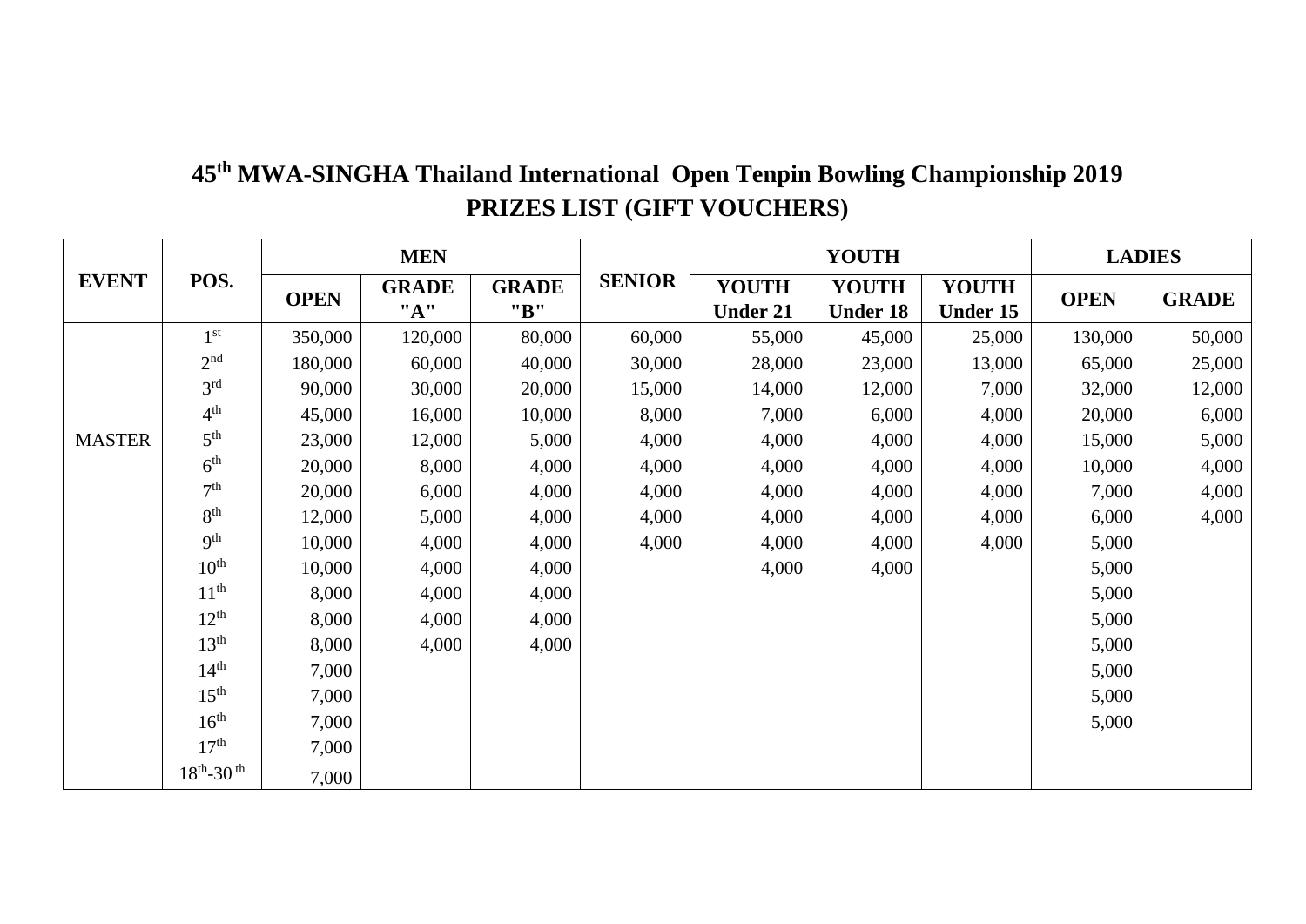# $45^{th}$ MWA-SINGHA Thailand International Open Tenpin Bowling Championship 2019

## PRIZES LIST (GIFT VOUCHERS)

| EVENT | POS. | MEN | | | SENIOR | YOUTH | | | LADIES | |
|---|---|---|---|---|---|---|---|---|---|---|
| | | OPEN | GRADE "A" | GRADE "B" | | YOUTH Under 21 | YOUTH Under 18 | YOUTH Under 15 | OPEN | GRADE |
| MASTER | $1^{st}$ | 350,000 | 120,000 | 80,000 | 60,000 | 55,000 | 45,000 | 25,000 | 130,000 | 50,000 |
| | $2^{nd}$ | 180,000 | 60,000 | 40,000 | 30,000 | 28,000 | 23,000 | 13,000 | 65,000 | 25,000 |
| | $3^{rd}$ | 90,000 | 30,000 | 20,000 | 15,000 | 14,000 | 12,000 | 7,000 | 32,000 | 12,000 |
| | $4^{th}$ | 45,000 | 16,000 | 10,000 | 8,000 | 7,000 | 6,000 | 4,000 | 20,000 | 6,000 |
| | $5^{th}$ | 23,000 | 12,000 | 5,000 | 4,000 | 4,000 | 4,000 | 4,000 | 15,000 | 5,000 |
| | $6^{th}$ | 20,000 | 8,000 | 4,000 | 4,000 | 4,000 | 4,000 | 4,000 | 10,000 | 4,000 |
| | $7^{th}$ | 20,000 | 6,000 | 4,000 | 4,000 | 4,000 | 4,000 | 4,000 | 7,000 | 4,000 |
| | $8^{th}$ | 12,000 | 5,000 | 4,000 | 4,000 | 4,000 | 4,000 | 4,000 | 6,000 | 4,000 |
| | $9^{th}$ | 10,000 | 4,000 | 4,000 | 4,000 | 4,000 | 4,000 | 4,000 | 5,000 | |
| | $10^{th}$ | 10,000 | 4,000 | 4,000 | | 4,000 | 4,000 | | 5,000 | |
| | $11^{th}$ | 8,000 | 4,000 | 4,000 | | | | | 5,000 | |
| | $12^{th}$ | 8,000 | 4,000 | 4,000 | | | | | 5,000 | |
| | $13^{th}$ | 8,000 | 4,000 | 4,000 | | | | | 5,000 | |
| | $14^{th}$ | 7,000 | | | | | | | 5,000 | |
| | $15^{th}$ | 7,000 | | | | | | | 5,000 | |
| | $16^{th}$ | 7,000 | | | | | | | 5,000 | |
| | $17^{th}$ | 7,000 | | | | | | | | |
| | $18^{th}$-$30^{th}$ | 7,000 | | | | | | | | |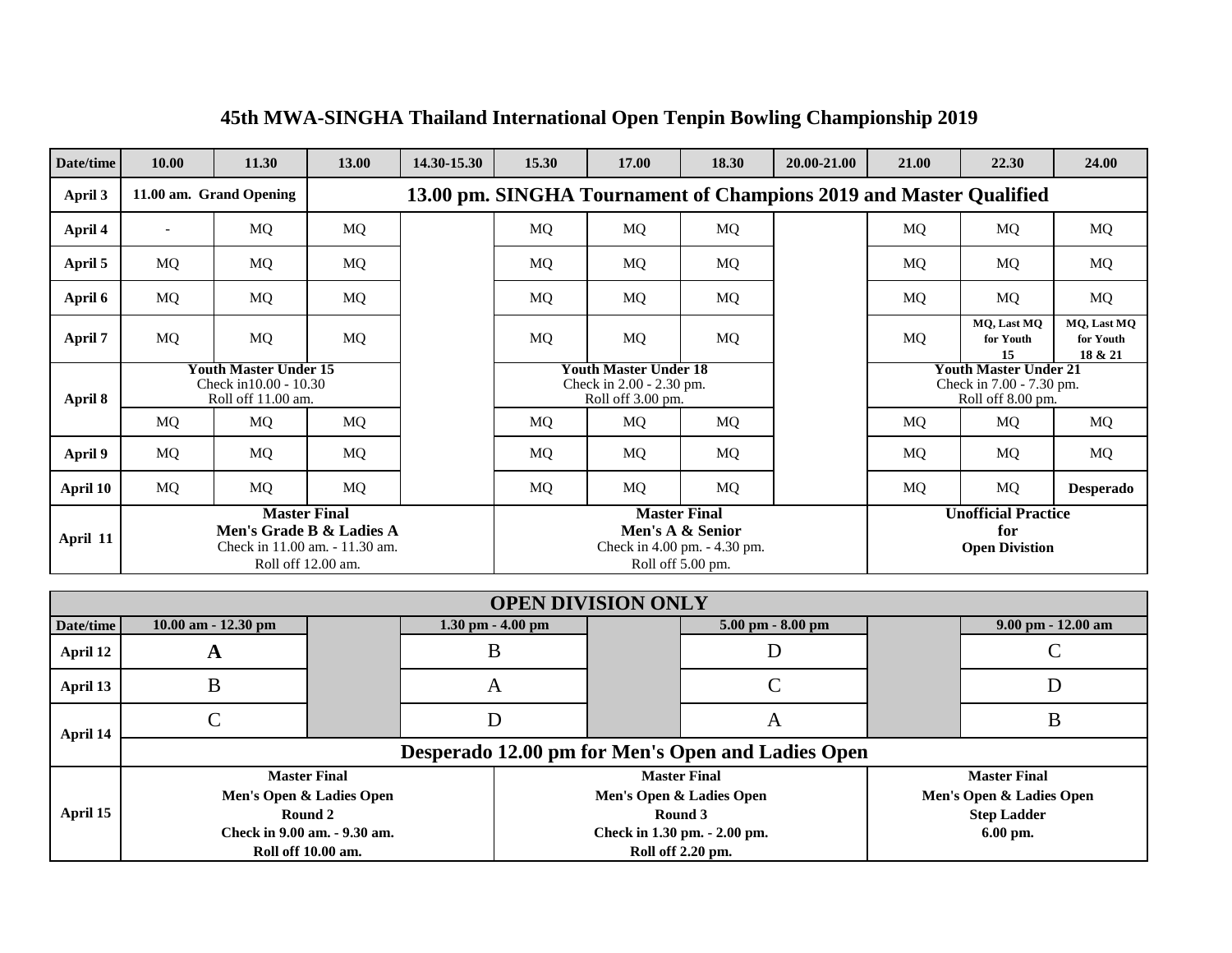# 45th MWA-SINGHA Thailand International Open Tenpin Bowling Championship 2019

| Date/time | 10.00 | 11.30 | 13.00 | 14.30-15.30 | 15.30 | 17.00 | 18.30 | 20.00-21.00 | 21.00 | 22.30 | 24.00 |
|---|---|---|---|---|---|---|---|---|---|---|---|
| April 3 | 11.00 am. Grand Opening | | 13.00 pm. SINGHA Tournament of Champions 2019 and Master Qualified | | | | | | | | |
| April 4 | - | MQ | MQ | | MQ | MQ | MQ | | MQ | MQ | MQ |
| April 5 | MQ | MQ | MQ | | MQ | MQ | MQ | | MQ | MQ | MQ |
| April 6 | MQ | MQ | MQ | | MQ | MQ | MQ | | MQ | MQ | MQ |
| April 7 | MQ | MQ | MQ | | MQ | MQ | MQ | | MQ | MQ, Last MQ for Youth 15 | MQ, Last MQ for Youth 18 & 21 |
| April 8 | **Youth Master Under 15** Check in10.00 - 10.30 Roll off 11.00 am. | | | | **Youth Master Under 18** Check in 2.00 - 2.30 pm. Roll off 3.00 pm. | | | | **Youth Master Under 21** Check in 7.00 - 7.30 pm. Roll off 8.00 pm. | | |
| | MQ | MQ | MQ | | MQ | MQ | MQ | | MQ | MQ | MQ |
| April 9 | MQ | MQ | MQ | | MQ | MQ | MQ | | MQ | MQ | MQ |
| April 10 | MQ | MQ | MQ | | MQ | MQ | MQ | | MQ | MQ | **Desperado** |
| April 11 | **Master Final** **Men's Grade B & Ladies A** Check in 11.00 am. - 11.30 am. Roll off 12.00 am. | | | | **Master Final** **Men's A & Senior** Check in 4.00 pm. - 4.30 pm. Roll off 5.00 pm. | | | | **Unofficial Practice for Open Divistion** | | |

## OPEN DIVISION ONLY

| Date/time | 10.00 am - 12.30 pm | | 1.30 pm - 4.00 pm | | 5.00 pm - 8.00 pm | | 9.00 pm - 12.00 am |
|---|---|---|---|---|---|---|---|
| April 12 | **A** | | B | | D | | C |
| April 13 | B | | A | | C | | D |
| April 14 | C | | D | | A | | B |
| | **Desperado 12.00 pm for Men's Open and Ladies Open** | | | | | | |
| April 15 | **Master Final** **Men's Open & Ladies Open** **Round 2** **Check in 9.00 am. - 9.30 am.** **Roll off 10.00 am.** | | **Master Final** **Men's Open & Ladies Open** **Round 3** **Check in 1.30 pm. - 2.00 pm.** **Roll off 2.20 pm.** | | | | **Master Final** **Men's Open & Ladies Open** **Step Ladder** **6.00 pm.** |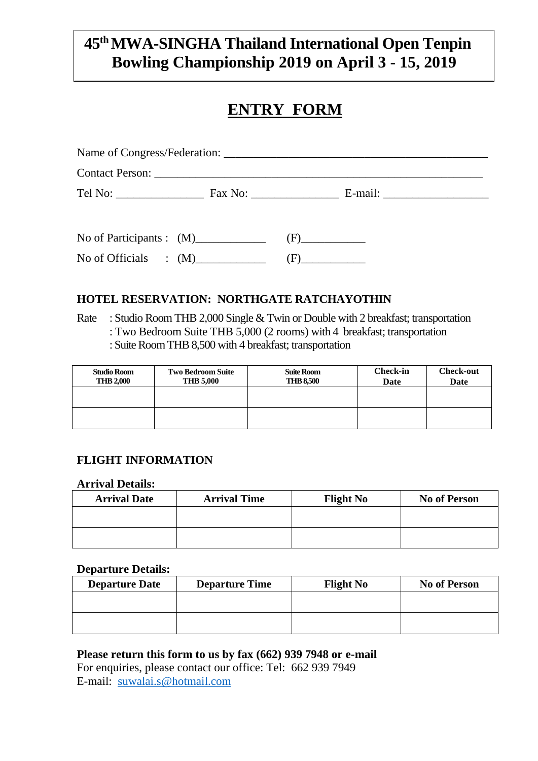# 45th MWA-SINGHA Thailand International Open Tenpin Bowling Championship 2019 on April 3 - 15, 2019

## ENTRY FORM

Name of Congress/Federation: _____________________________________________

Contact Person: _________________________________________________________

Tel No: _______________ Fax No: _______________ E-mail: _________________

No of Participants : (M)___________ (F)__________

No of Officials : (M)___________ (F)__________

### HOTEL RESERVATION: NORTHGATE RATCHAYOTHIN

Rate : Studio Room THB 2,000 Single & Twin or Double with 2 breakfast; transportation
: Two Bedroom Suite THB 5,000 (2 rooms) with 4 breakfast; transportation
: Suite Room THB 8,500 with 4 breakfast; transportation

| Studio Room THB 2,000 | Two Bedroom Suite THB 5,000 | Suite Room THB 8,500 | Check-in Date | Check-out Date |
|---|---|---|---|---|
| | | | | |
| | | | | |

### FLIGHT INFORMATION

**Arrival Details:**

| Arrival Date | Arrival Time | Flight No | No of Person |
|---|---|---|---|
| | | | |
| | | | |

**Departure Details:**

| Departure Date | Departure Time | Flight No | No of Person |
|---|---|---|---|
| | | | |
| | | | |

**Please return this form to us by fax (662) 939 7948 or e-mail**
For enquiries, please contact our office: Tel: 662 939 7949
E-mail: suwalai.s@hotmail.com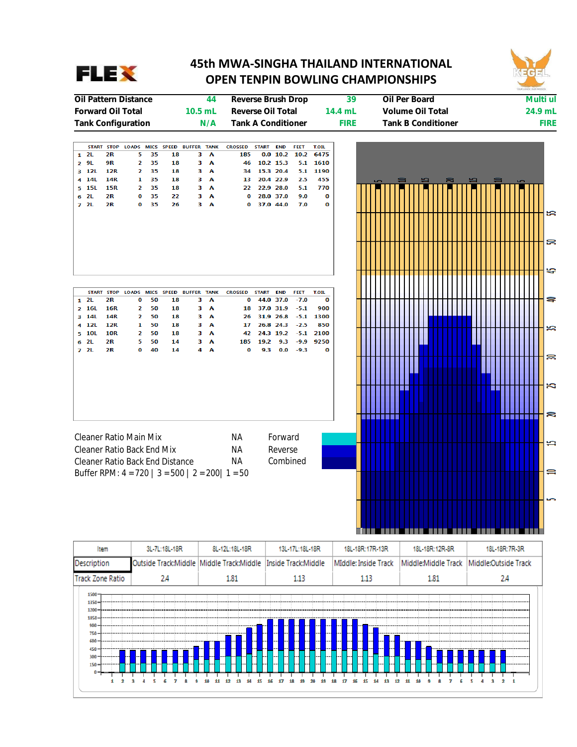FLEX

# 45th MWA-SINGHA THAILAND INTERNATIONAL OPEN TENPIN BOWLING CHAMPIONSHIPS

KEGEL

| | | | | | |
|---|---|---|---|---|---|
| **Oil Pattern Distance** | 44 | **Reverse Brush Drop** | 39 | **Oil Per Board** | Multi ul |
| **Forward Oil Total** | 10.5 mL | **Reverse Oil Total** | 14.4 mL | **Volume Oil Total** | 24.9 mL |
| **Tank Configuration** | N/A | **Tank A Conditioner** | FIRE | **Tank B Conditioner** | FIRE |

| | START | STOP | LOADS | MICS | SPEED | BUFFER | TANK | CROSSED | START | END | FEET | T.OIL |
|---|---|---|---|---|---|---|---|---|---|---|---|---|
| 1 | 2L | 2R | 5 | 35 | 18 | 3 | A | 185 | 0.0 | 10.2 | 10.2 | 6475 |
| 2 | 9L | 9R | 2 | 35 | 18 | 3 | A | 46 | 10.2 | 15.3 | 5.1 | 1610 |
| 3 | 12L | 12R | 2 | 35 | 18 | 3 | A | 34 | 15.3 | 20.4 | 5.1 | 1190 |
| 4 | 14L | 14R | 1 | 35 | 18 | 3 | A | 13 | 20.4 | 22.9 | 2.5 | 455 |
| 5 | 15L | 15R | 2 | 35 | 18 | 3 | A | 22 | 22.9 | 28.0 | 5.1 | 770 |
| 6 | 2L | 2R | 0 | 35 | 22 | 3 | A | 0 | 28.0 | 37.0 | 9.0 | 0 |
| 7 | 2L | 2R | 0 | 35 | 26 | 3 | A | 0 | 37.0 | 44.0 | 7.0 | 0 |

| | START | STOP | LOADS | MICS | SPEED | BUFFER | TANK | CROSSED | START | END | FEET | T.OIL |
|---|---|---|---|---|---|---|---|---|---|---|---|---|
| 1 | 2L | 2R | 0 | 50 | 18 | 3 | A | 0 | 44.0 | 37.0 | -7.0 | 0 |
| 2 | 16L | 16R | 2 | 50 | 18 | 3 | A | 18 | 37.0 | 31.9 | -5.1 | 900 |
| 3 | 14L | 14R | 2 | 50 | 18 | 3 | A | 26 | 31.9 | 26.8 | -5.1 | 1300 |
| 4 | 12L | 12R | 1 | 50 | 18 | 3 | A | 17 | 26.8 | 24.3 | -2.5 | 850 |
| 5 | 10L | 10R | 2 | 50 | 18 | 3 | A | 42 | 24.3 | 19.2 | -5.1 | 2100 |
| 6 | 2L | 2R | 5 | 50 | 14 | 3 | A | 185 | 19.2 | 9.3 | -9.9 | 9250 |
| 7 | 2L | 2R | 0 | 40 | 14 | 4 | A | 0 | 9.3 | 0.0 | -9.3 | 0 |

| | | |
|---|---|---|
| Cleaner Ratio Main Mix | NA | Forward |
| Cleaner Ratio Back End Mix | NA | Reverse |
| Cleaner Ratio Back End Distance | NA | Combined |

Buffer RPM : 4 =720 | 3 =500 | 2 =200| 1 =50

5 10 15 20 15 10 5

55 50 45 40 35 30 25 20 15 10 5

| Item | 3L-7L:18L-18R | 8L-12L:18L-18R | 13L-17L:18L-18R | 18L-18R:17R-13R | 18L-18R:12R-8R | 18L-18R:7R-3R |
|---|---|---|---|---|---|---|
| Description | Outside Track:Middle | Middle Track:Middle | Inside Track:Middle | MIddle: Inside Track | Middle:Middle Track | Middle:Outside Track |
| Track Zone Ratio | 2.4 | 1.81 | 1.13 | 1.13 | 1.81 | 2.4 |

1500 1350 1200 1050 900 750 600 450 300 150 0

1 2 3 4 5 6 7 8 9 10 11 12 13 14 15 16 17 18 19 20 19 18 17 16 15 14 13 12 11 10 9 8 7 6 5 4 3 2 1